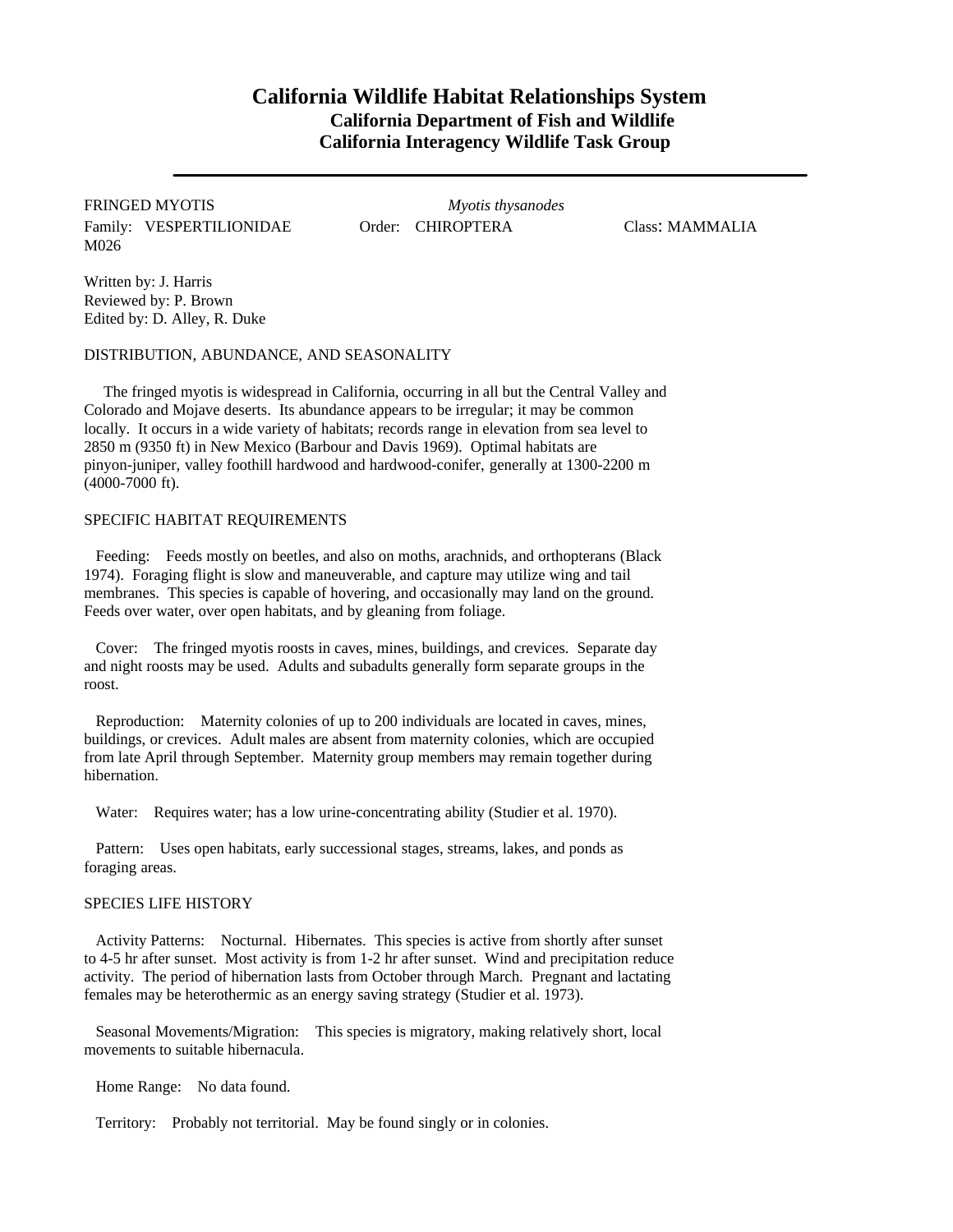# California Wildlife Habitat Relationships System

## California Department of Fish and Wildlife
## California Interagency Wildlife Task Group

---

FRINGED MYOTIS *Myotis thysanodes*

Family: VESPERTILIONIDAE Order: CHIROPTERA Class: MAMMALIA

M026

Written by: J. Harris
Reviewed by: P. Brown
Edited by: D. Alley, R. Duke

### DISTRIBUTION, ABUNDANCE, AND SEASONALITY

The fringed myotis is widespread in California, occurring in all but the Central Valley and Colorado and Mojave deserts. Its abundance appears to be irregular; it may be common locally. It occurs in a wide variety of habitats; records range in elevation from sea level to 2850 m (9350 ft) in New Mexico (Barbour and Davis 1969). Optimal habitats are pinyon-juniper, valley foothill hardwood and hardwood-conifer, generally at 1300-2200 m (4000-7000 ft).

### SPECIFIC HABITAT REQUIREMENTS

Feeding: Feeds mostly on beetles, and also on moths, arachnids, and orthopterans (Black 1974). Foraging flight is slow and maneuverable, and capture may utilize wing and tail membranes. This species is capable of hovering, and occasionally may land on the ground. Feeds over water, over open habitats, and by gleaning from foliage.

Cover: The fringed myotis roosts in caves, mines, buildings, and crevices. Separate day and night roosts may be used. Adults and subadults generally form separate groups in the roost.

Reproduction: Maternity colonies of up to 200 individuals are located in caves, mines, buildings, or crevices. Adult males are absent from maternity colonies, which are occupied from late April through September. Maternity group members may remain together during hibernation.

Water: Requires water; has a low urine-concentrating ability (Studier et al. 1970).

Pattern: Uses open habitats, early successional stages, streams, lakes, and ponds as foraging areas.

### SPECIES LIFE HISTORY

Activity Patterns: Nocturnal. Hibernates. This species is active from shortly after sunset to 4-5 hr after sunset. Most activity is from 1-2 hr after sunset. Wind and precipitation reduce activity. The period of hibernation lasts from October through March. Pregnant and lactating females may be heterothermic as an energy saving strategy (Studier et al. 1973).

Seasonal Movements/Migration: This species is migratory, making relatively short, local movements to suitable hibernacula.

Home Range: No data found.

Territory: Probably not territorial. May be found singly or in colonies.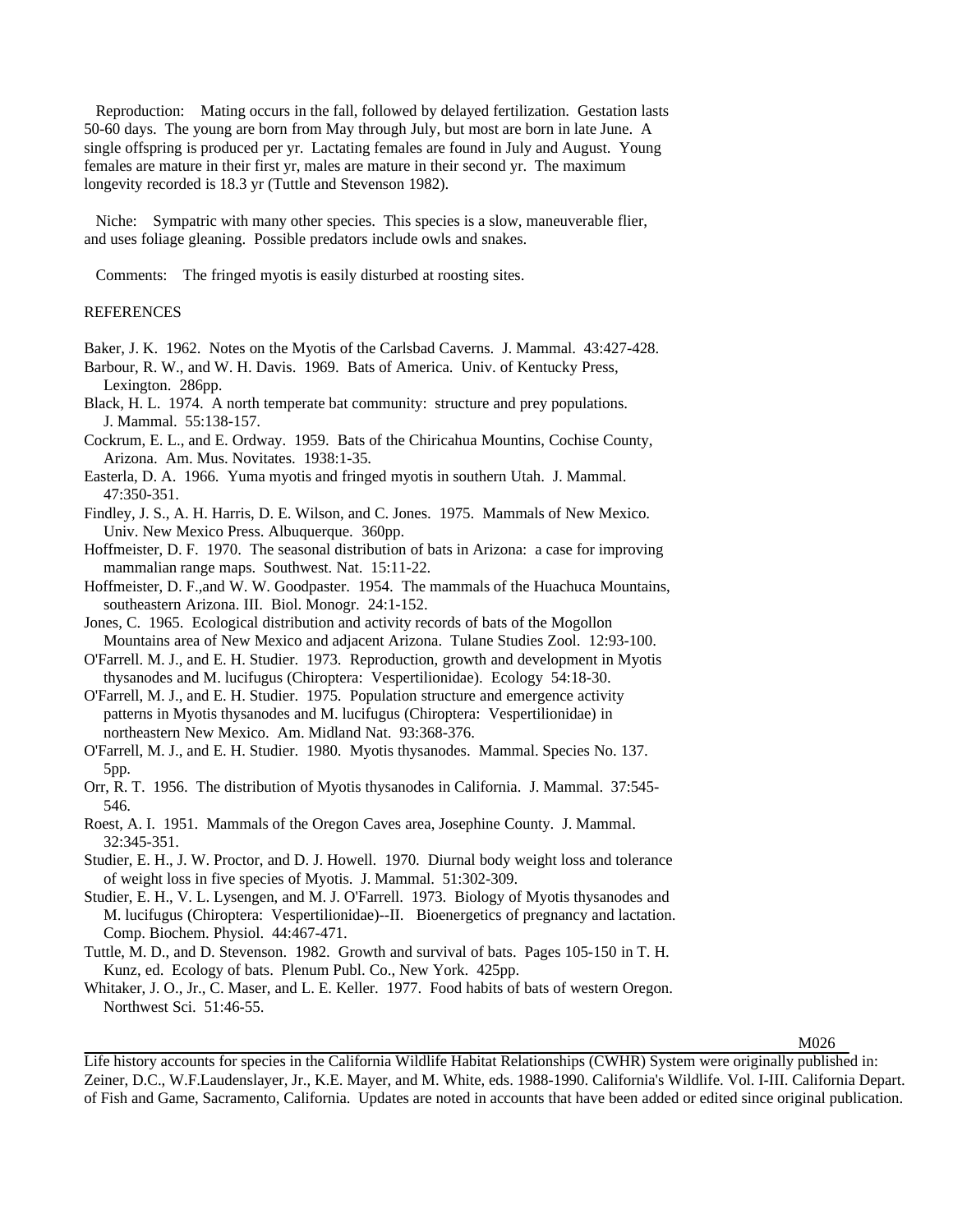Reproduction: Mating occurs in the fall, followed by delayed fertilization. Gestation lasts 50-60 days. The young are born from May through July, but most are born in late June. A single offspring is produced per yr. Lactating females are found in July and August. Young females are mature in their first yr, males are mature in their second yr. The maximum longevity recorded is 18.3 yr (Tuttle and Stevenson 1982).

Niche: Sympatric with many other species. This species is a slow, maneuverable flier, and uses foliage gleaning. Possible predators include owls and snakes.

Comments: The fringed myotis is easily disturbed at roosting sites.

## REFERENCES

Baker, J. K. 1962. Notes on the Myotis of the Carlsbad Caverns. J. Mammal. 43:427-428.

Barbour, R. W., and W. H. Davis. 1969. Bats of America. Univ. of Kentucky Press, Lexington. 286pp.

Black, H. L. 1974. A north temperate bat community: structure and prey populations. J. Mammal. 55:138-157.

Cockrum, E. L., and E. Ordway. 1959. Bats of the Chiricahua Mountins, Cochise County, Arizona. Am. Mus. Novitates. 1938:1-35.

Easterla, D. A. 1966. Yuma myotis and fringed myotis in southern Utah. J. Mammal. 47:350-351.

Findley, J. S., A. H. Harris, D. E. Wilson, and C. Jones. 1975. Mammals of New Mexico. Univ. New Mexico Press. Albuquerque. 360pp.

Hoffmeister, D. F. 1970. The seasonal distribution of bats in Arizona: a case for improving mammalian range maps. Southwest. Nat. 15:11-22.

Hoffmeister, D. F.,and W. W. Goodpaster. 1954. The mammals of the Huachuca Mountains, southeastern Arizona. III. Biol. Monogr. 24:1-152.

Jones, C. 1965. Ecological distribution and activity records of bats of the Mogollon Mountains area of New Mexico and adjacent Arizona. Tulane Studies Zool. 12:93-100.

O'Farrell. M. J., and E. H. Studier. 1973. Reproduction, growth and development in Myotis thysanodes and M. lucifugus (Chiroptera: Vespertilionidae). Ecology 54:18-30.

O'Farrell, M. J., and E. H. Studier. 1975. Population structure and emergence activity patterns in Myotis thysanodes and M. lucifugus (Chiroptera: Vespertilionidae) in northeastern New Mexico. Am. Midland Nat. 93:368-376.

O'Farrell, M. J., and E. H. Studier. 1980. Myotis thysanodes. Mammal. Species No. 137. 5pp.

Orr, R. T. 1956. The distribution of Myotis thysanodes in California. J. Mammal. 37:545-546.

Roest, A. I. 1951. Mammals of the Oregon Caves area, Josephine County. J. Mammal. 32:345-351.

Studier, E. H., J. W. Proctor, and D. J. Howell. 1970. Diurnal body weight loss and tolerance of weight loss in five species of Myotis. J. Mammal. 51:302-309.

Studier, E. H., V. L. Lysengen, and M. J. O'Farrell. 1973. Biology of Myotis thysanodes and M. lucifugus (Chiroptera: Vespertilionidae)--II. Bioenergetics of pregnancy and lactation. Comp. Biochem. Physiol. 44:467-471.

Tuttle, M. D., and D. Stevenson. 1982. Growth and survival of bats. Pages 105-150 in T. H. Kunz, ed. Ecology of bats. Plenum Publ. Co., New York. 425pp.

Whitaker, J. O., Jr., C. Maser, and L. E. Keller. 1977. Food habits of bats of western Oregon. Northwest Sci. 51:46-55.

M026

Life history accounts for species in the California Wildlife Habitat Relationships (CWHR) System were originally published in: Zeiner, D.C., W.F.Laudenslayer, Jr., K.E. Mayer, and M. White, eds. 1988-1990. California's Wildlife. Vol. I-III. California Depart. of Fish and Game, Sacramento, California. Updates are noted in accounts that have been added or edited since original publication.